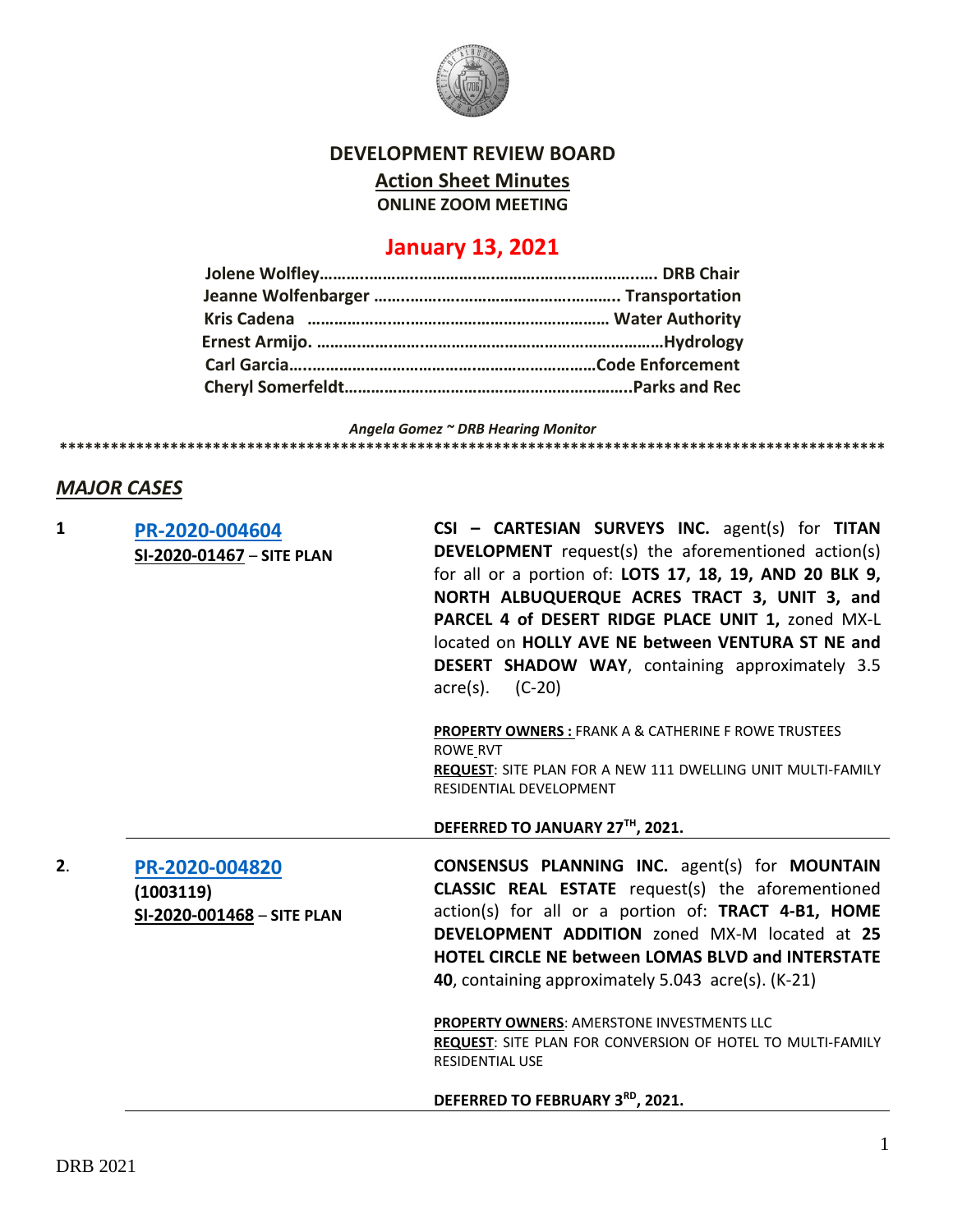# DEVELOPMENT REVIEW BOARD

## Action Sheet Minutes

**ONLINE ZOOM MEETING**

## January 13, 2021

**Jolene Wolfley……………………………………………………………… DRB Chair**
**Jeanne Wolfenbarger ……………………………………………. Transportation**
**Kris Cadena ……………………………………………………… Water Authority**
**Ernest Armijo. ……………………………………………………………………Hydrology**
**Carl Garcia……………………………………………………………Code Enforcement**
**Cheryl Somerfeldt………………………………………………………..Parks and Rec**

*Angela Gomez ~ DRB Hearing Monitor*

****************************************************************************************************

## *MAJOR CASES*

| | | |
|---|---|---|
| **1** | **PR-2020-004604**<br>**SI-2020-01467** – **SITE PLAN** | **CSI – CARTESIAN SURVEYS INC.** agent(s) for **TITAN DEVELOPMENT** request(s) the aforementioned action(s) for all or a portion of: **LOTS 17, 18, 19, AND 20 BLK 9, NORTH ALBUQUERQUE ACRES TRACT 3, UNIT 3, and PARCEL 4 of DESERT RIDGE PLACE UNIT 1,** zoned MX-L located on **HOLLY AVE NE between VENTURA ST NE and DESERT SHADOW WAY**, containing approximately 3.5 acre(s). (C-20)<br><br>**PROPERTY OWNERS :** FRANK A & CATHERINE F ROWE TRUSTEES ROWE RVT<br>**REQUEST**: SITE PLAN FOR A NEW 111 DWELLING UNIT MULTI-FAMILY RESIDENTIAL DEVELOPMENT<br><br>**DEFERRED TO JANUARY 27TH, 2021.** |
| **2**. | **PR-2020-004820**<br>**(1003119)**<br>**SI-2020-001468** – **SITE PLAN** | **CONSENSUS PLANNING INC.** agent(s) for **MOUNTAIN CLASSIC REAL ESTATE** request(s) the aforementioned action(s) for all or a portion of: **TRACT 4-B1, HOME DEVELOPMENT ADDITION** zoned MX-M located at **25 HOTEL CIRCLE NE between LOMAS BLVD and INTERSTATE 40**, containing approximately 5.043 acre(s). (K-21)<br><br>**PROPERTY OWNERS**: AMERSTONE INVESTMENTS LLC<br>**REQUEST**: SITE PLAN FOR CONVERSION OF HOTEL TO MULTI-FAMILY RESIDENTIAL USE<br><br>**DEFERRED TO FEBRUARY 3RD, 2021.** |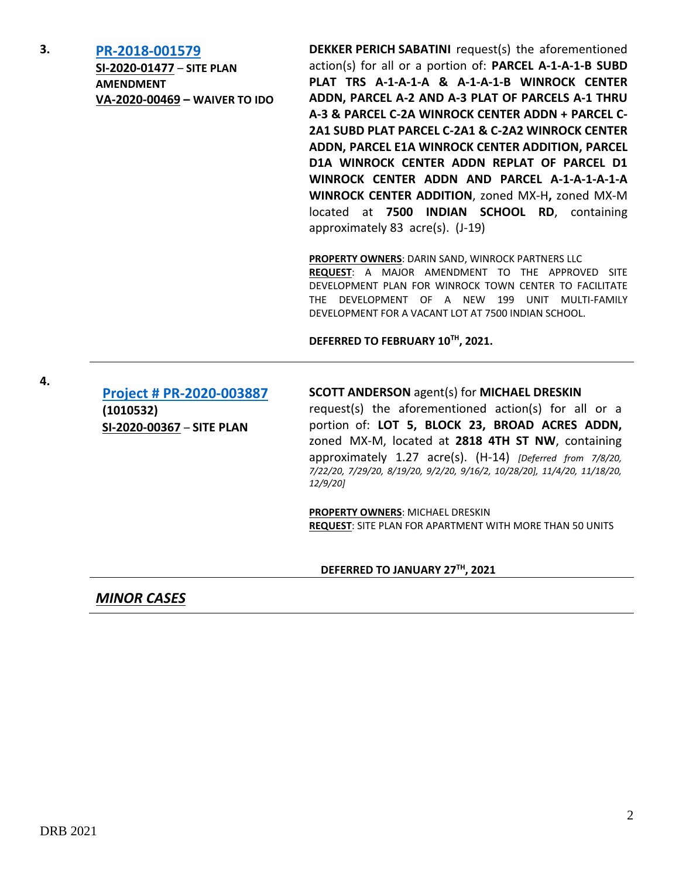**3.** **[PR-2018-001579](PR-2018-001579)**
**SI-2020-01477** – **SITE PLAN AMENDMENT**
**VA-2020-00469 – WAIVER TO IDO**

**DEKKER PERICH SABATINI** request(s) the aforementioned action(s) for all or a portion of: **PARCEL A-1-A-1-B SUBD PLAT TRS A-1-A-1-A & A-1-A-1-B WINROCK CENTER ADDN, PARCEL A-2 AND A-3 PLAT OF PARCELS A-1 THRU A-3 & PARCEL C-2A WINROCK CENTER ADDN + PARCEL C-2A1 SUBD PLAT PARCEL C-2A1 & C-2A2 WINROCK CENTER ADDN, PARCEL E1A WINROCK CENTER ADDITION, PARCEL D1A WINROCK CENTER ADDN REPLAT OF PARCEL D1 WINROCK CENTER ADDN AND PARCEL A-1-A-1-A-1-A WINROCK CENTER ADDITION**, zoned MX-H**,** zoned MX-M located at **7500 INDIAN SCHOOL RD**, containing approximately 83 acre(s). (J-19)

**PROPERTY OWNERS**: DARIN SAND, WINROCK PARTNERS LLC
**REQUEST**: A MAJOR AMENDMENT TO THE APPROVED SITE DEVELOPMENT PLAN FOR WINROCK TOWN CENTER TO FACILITATE THE DEVELOPMENT OF A NEW 199 UNIT MULTI-FAMILY DEVELOPMENT FOR A VACANT LOT AT 7500 INDIAN SCHOOL.

**DEFERRED TO FEBRUARY 10TH, 2021.**

---

**4.** **[Project # PR-2020-003887](Project # PR-2020-003887)**
**(1010532)**
**SI-2020-00367** – **SITE PLAN**

**SCOTT ANDERSON** agent(s) for **MICHAEL DRESKIN** request(s) the aforementioned action(s) for all or a portion of: **LOT 5, BLOCK 23, BROAD ACRES ADDN,** zoned MX-M, located at **2818 4TH ST NW**, containing approximately 1.27 acre(s). (H-14) *[Deferred from 7/8/20, 7/22/20, 7/29/20, 8/19/20, 9/2/20, 9/16/2, 10/28/20], 11/4/20, 11/18/20, 12/9/20]*

**PROPERTY OWNERS**: MICHAEL DRESKIN
**REQUEST**: SITE PLAN FOR APARTMENT WITH MORE THAN 50 UNITS

**DEFERRED TO JANUARY 27TH, 2021**

---

## ***MINOR CASES***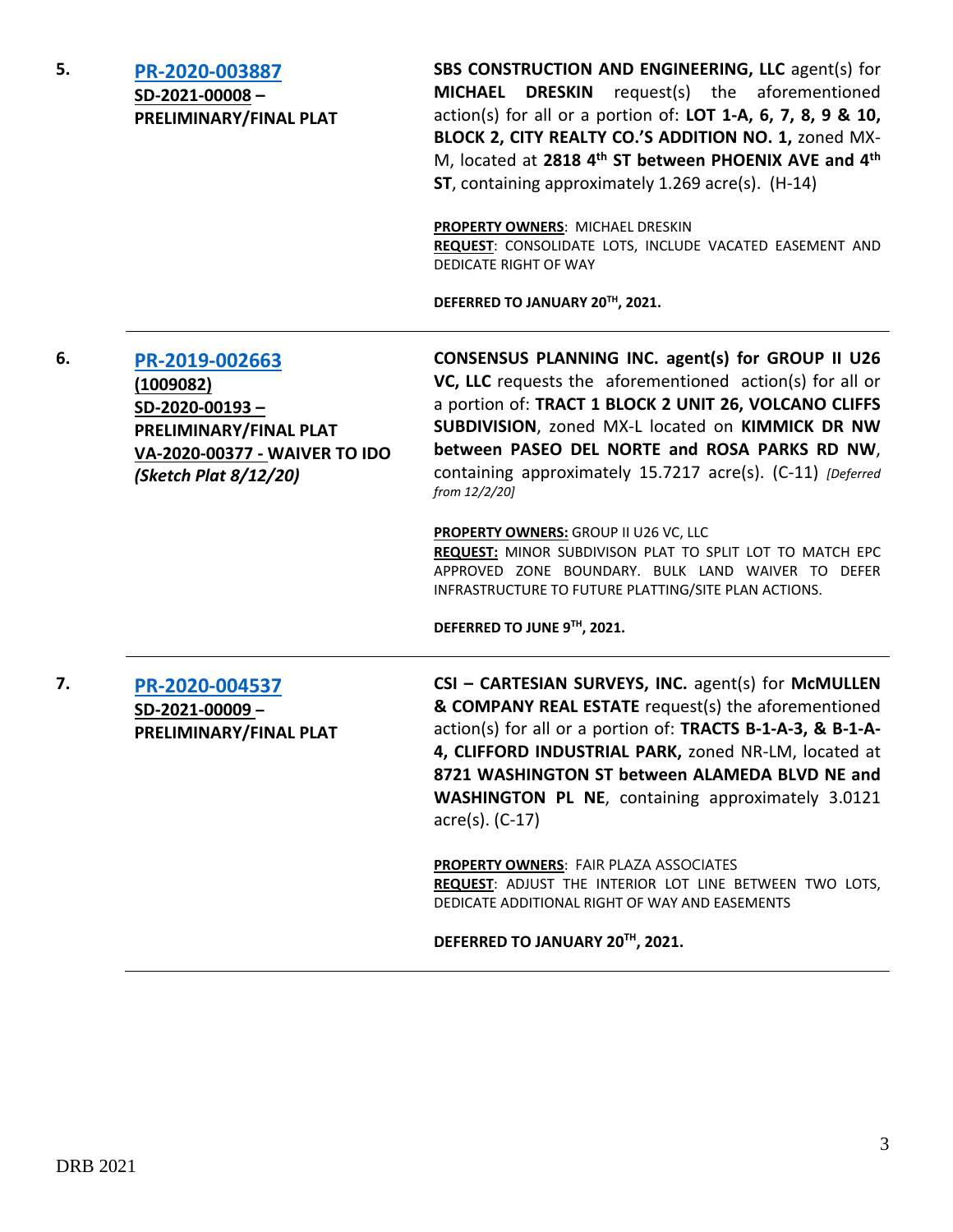| | | |
|---|---|---|
| **5.** | **PR-2020-003887**<br>**SD-2021-00008 –**<br>**PRELIMINARY/FINAL PLAT** | **SBS CONSTRUCTION AND ENGINEERING, LLC** agent(s) for **MICHAEL DRESKIN** request(s) the aforementioned action(s) for all or a portion of: **LOT 1-A, 6, 7, 8, 9 & 10, BLOCK 2, CITY REALTY CO.'S ADDITION NO. 1,** zoned MX-M, located at **2818 4th ST between PHOENIX AVE and 4th ST**, containing approximately 1.269 acre(s). (H-14)<br><br>**PROPERTY OWNERS**: MICHAEL DRESKIN<br>**REQUEST**: CONSOLIDATE LOTS, INCLUDE VACATED EASEMENT AND DEDICATE RIGHT OF WAY<br><br>**DEFERRED TO JANUARY 20TH, 2021.** |
| **6.** | **PR-2019-002663**<br>**(1009082)**<br>**SD-2020-00193 –**<br>**PRELIMINARY/FINAL PLAT**<br>**VA-2020-00377 - WAIVER TO IDO**<br>***(Sketch Plat 8/12/20)*** | **CONSENSUS PLANNING INC. agent(s) for GROUP II U26 VC, LLC** requests the aforementioned action(s) for all or a portion of: **TRACT 1 BLOCK 2 UNIT 26, VOLCANO CLIFFS SUBDIVISION**, zoned MX-L located on **KIMMICK DR NW between PASEO DEL NORTE and ROSA PARKS RD NW**, containing approximately 15.7217 acre(s). (C-11) *[Deferred from 12/2/20]*<br><br>**PROPERTY OWNERS:** GROUP II U26 VC, LLC<br>**REQUEST:** MINOR SUBDIVISON PLAT TO SPLIT LOT TO MATCH EPC APPROVED ZONE BOUNDARY. BULK LAND WAIVER TO DEFER INFRASTRUCTURE TO FUTURE PLATTING/SITE PLAN ACTIONS.<br><br>**DEFERRED TO JUNE 9TH, 2021.** |
| **7.** | **PR-2020-004537**<br>**SD-2021-00009 –**<br>**PRELIMINARY/FINAL PLAT** | **CSI – CARTESIAN SURVEYS, INC.** agent(s) for **McMULLEN & COMPANY REAL ESTATE** request(s) the aforementioned action(s) for all or a portion of: **TRACTS B-1-A-3, & B-1-A-4, CLIFFORD INDUSTRIAL PARK,** zoned NR-LM, located at **8721 WASHINGTON ST between ALAMEDA BLVD NE and WASHINGTON PL NE**, containing approximately 3.0121 acre(s). (C-17)<br><br>**PROPERTY OWNERS**: FAIR PLAZA ASSOCIATES<br>**REQUEST**: ADJUST THE INTERIOR LOT LINE BETWEEN TWO LOTS, DEDICATE ADDITIONAL RIGHT OF WAY AND EASEMENTS<br><br>**DEFERRED TO JANUARY 20TH, 2021.** |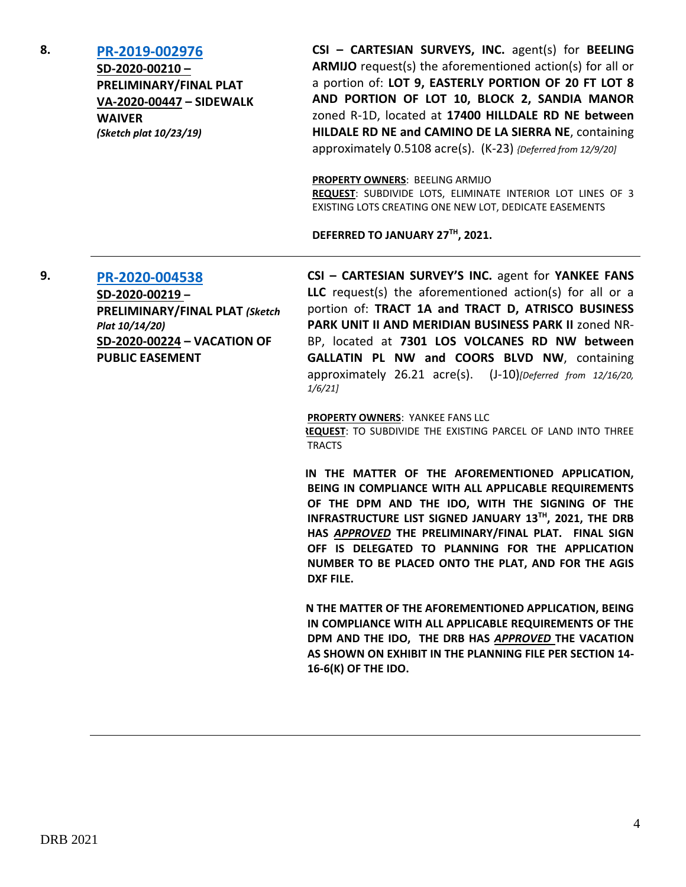**8.** **[PR-2019-002976](PR-2019-002976)**

**SD-2020-00210 – PRELIMINARY/FINAL PLAT**
**VA-2020-00447 – SIDEWALK WAIVER**
***(Sketch plat 10/23/19)***

**CSI – CARTESIAN SURVEYS, INC.** agent(s) for **BEELING ARMIJO** request(s) the aforementioned action(s) for all or a portion of: **LOT 9, EASTERLY PORTION OF 20 FT LOT 8 AND PORTION OF LOT 10, BLOCK 2, SANDIA MANOR** zoned R-1D, located at **17400 HILLDALE RD NE between HILDALE RD NE and CAMINO DE LA SIERRA NE**, containing approximately 0.5108 acre(s). (K-23) *{Deferred from 12/9/20}*

**PROPERTY OWNERS**: BEELING ARMIJO
**REQUEST**: SUBDIVIDE LOTS, ELIMINATE INTERIOR LOT LINES OF 3 EXISTING LOTS CREATING ONE NEW LOT, DEDICATE EASEMENTS

**DEFERRED TO JANUARY 27TH, 2021.**

---

**9.** **[PR-2020-004538](PR-2020-004538)**

**SD-2020-00219 – PRELIMINARY/FINAL PLAT** ***(Sketch Plat 10/14/20)***
**SD-2020-00224 – VACATION OF PUBLIC EASEMENT**

**CSI – CARTESIAN SURVEY'S INC.** agent for **YANKEE FANS LLC** request(s) the aforementioned action(s) for all or a portion of: **TRACT 1A and TRACT D, ATRISCO BUSINESS PARK UNIT II AND MERIDIAN BUSINESS PARK II** zoned NR-BP, located at **7301 LOS VOLCANES RD NW between GALLATIN PL NW and COORS BLVD NW**, containing approximately 26.21 acre(s). (J-10)*[Deferred from 12/16/20, 1/6/21]*

**PROPERTY OWNERS**: YANKEE FANS LLC
**REQUEST**: TO SUBDIVIDE THE EXISTING PARCEL OF LAND INTO THREE TRACTS

**IN THE MATTER OF THE AFOREMENTIONED APPLICATION, BEING IN COMPLIANCE WITH ALL APPLICABLE REQUIREMENTS OF THE DPM AND THE IDO, WITH THE SIGNING OF THE INFRASTRUCTURE LIST SIGNED JANUARY 13TH, 2021, THE DRB HAS *APPROVED* THE PRELIMINARY/FINAL PLAT. FINAL SIGN OFF IS DELEGATED TO PLANNING FOR THE APPLICATION NUMBER TO BE PLACED ONTO THE PLAT, AND FOR THE AGIS DXF FILE.**

**IN THE MATTER OF THE AFOREMENTIONED APPLICATION, BEING IN COMPLIANCE WITH ALL APPLICABLE REQUIREMENTS OF THE DPM AND THE IDO, THE DRB HAS *APPROVED* THE VACATION AS SHOWN ON EXHIBIT IN THE PLANNING FILE PER SECTION 14-16-6(K) OF THE IDO.**

---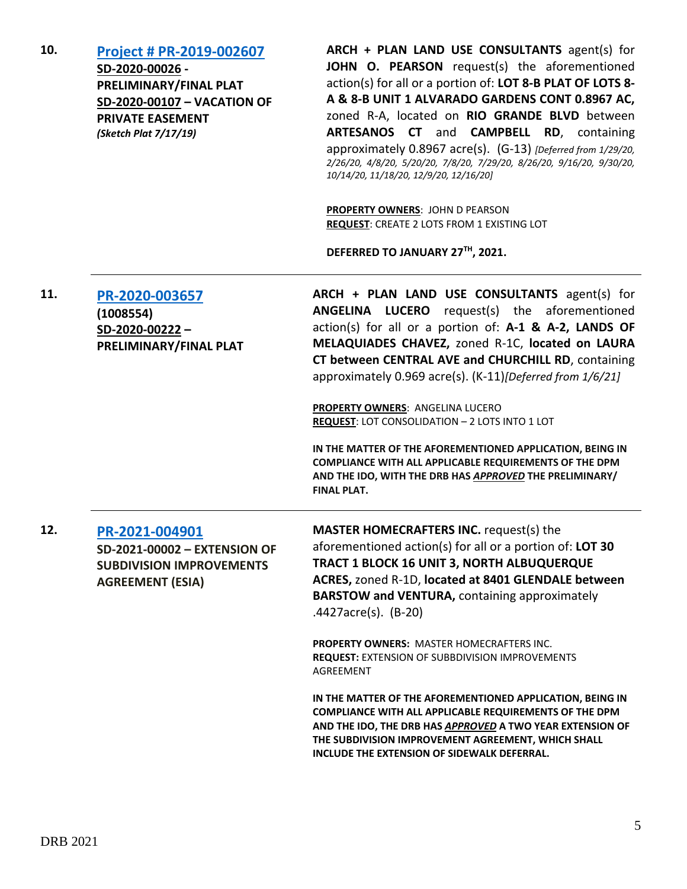**10.** **[Project # PR-2019-002607](#)**
**SD-2020-00026 - PRELIMINARY/FINAL PLAT**
**SD-2020-00107 – VACATION OF PRIVATE EASEMENT**
***(Sketch Plat 7/17/19)***

**ARCH + PLAN LAND USE CONSULTANTS** agent(s) for **JOHN O. PEARSON** request(s) the aforementioned action(s) for all or a portion of: **LOT 8-B PLAT OF LOTS 8-A & 8-B UNIT 1 ALVARADO GARDENS CONT 0.8967 AC,** zoned R-A, located on **RIO GRANDE BLVD** between **ARTESANOS CT** and **CAMPBELL RD**, containing approximately 0.8967 acre(s). (G-13) *[Deferred from 1/29/20, 2/26/20, 4/8/20, 5/20/20, 7/8/20, 7/29/20, 8/26/20, 9/16/20, 9/30/20, 10/14/20, 11/18/20, 12/9/20, 12/16/20]*

**PROPERTY OWNERS**: JOHN D PEARSON
**REQUEST**: CREATE 2 LOTS FROM 1 EXISTING LOT

**DEFERRED TO JANUARY 27TH, 2021.**

---

**11.** **[PR-2020-003657](#)**
**(1008554)**
**SD-2020-00222 – PRELIMINARY/FINAL PLAT**

**ARCH + PLAN LAND USE CONSULTANTS** agent(s) for **ANGELINA LUCERO** request(s) the aforementioned action(s) for all or a portion of: **A-1 & A-2, LANDS OF MELAQUIADES CHAVEZ,** zoned R-1C, **located on LAURA CT between CENTRAL AVE and CHURCHILL RD**, containing approximately 0.969 acre(s). (K-11)*[Deferred from 1/6/21]*

**PROPERTY OWNERS**: ANGELINA LUCERO
**REQUEST**: LOT CONSOLIDATION – 2 LOTS INTO 1 LOT

**IN THE MATTER OF THE AFOREMENTIONED APPLICATION, BEING IN COMPLIANCE WITH ALL APPLICABLE REQUIREMENTS OF THE DPM AND THE IDO, WITH THE DRB HAS *APPROVED* THE PRELIMINARY/ FINAL PLAT.**

---

**12.** **[PR-2021-004901](#)**
**SD-2021-00002 – EXTENSION OF SUBDIVISION IMPROVEMENTS AGREEMENT (ESIA)**

**MASTER HOMECRAFTERS INC.** request(s) the aforementioned action(s) for all or a portion of: **LOT 30 TRACT 1 BLOCK 16 UNIT 3, NORTH ALBUQUERQUE ACRES,** zoned R-1D, **located at 8401 GLENDALE between BARSTOW and VENTURA,** containing approximately .4427acre(s). (B-20)

**PROPERTY OWNERS:** MASTER HOMECRAFTERS INC.
**REQUEST:** EXTENSION OF SUBBDIVISION IMPROVEMENTS AGREEMENT

**IN THE MATTER OF THE AFOREMENTIONED APPLICATION, BEING IN COMPLIANCE WITH ALL APPLICABLE REQUIREMENTS OF THE DPM AND THE IDO, THE DRB HAS *APPROVED* A TWO YEAR EXTENSION OF THE SUBDIVISION IMPROVEMENT AGREEMENT, WHICH SHALL INCLUDE THE EXTENSION OF SIDEWALK DEFERRAL.**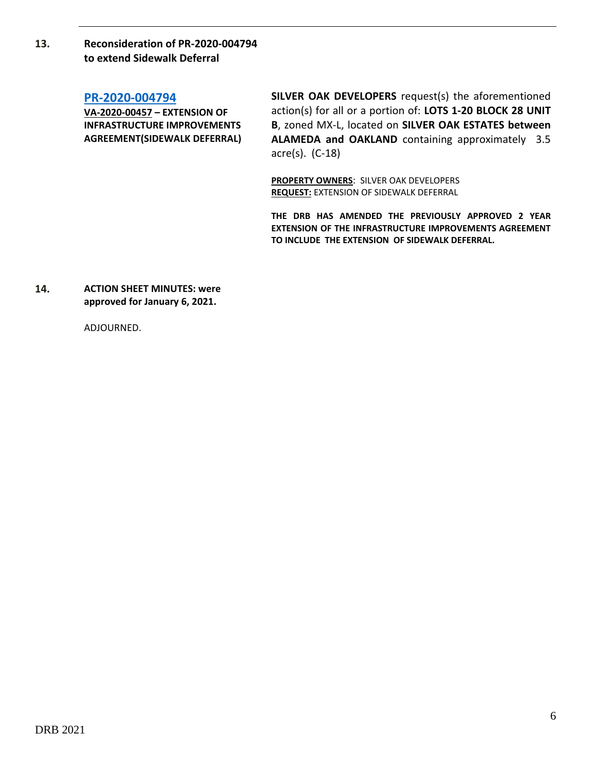**13. Reconsideration of PR-2020-004794 to extend Sidewalk Deferral**

**[PR-2020-004794](PR-2020-004794)**

**VA-2020-00457 – EXTENSION OF INFRASTRUCTURE IMPROVEMENTS AGREEMENT(SIDEWALK DEFERRAL)**

**SILVER OAK DEVELOPERS** request(s) the aforementioned action(s) for all or a portion of: **LOTS 1-20 BLOCK 28 UNIT B**, zoned MX-L, located on **SILVER OAK ESTATES between ALAMEDA and OAKLAND** containing approximately 3.5 acre(s). (C-18)

**PROPERTY OWNERS**: SILVER OAK DEVELOPERS
**REQUEST:** EXTENSION OF SIDEWALK DEFERRAL

**THE DRB HAS AMENDED THE PREVIOUSLY APPROVED 2 YEAR EXTENSION OF THE INFRASTRUCTURE IMPROVEMENTS AGREEMENT TO INCLUDE THE EXTENSION OF SIDEWALK DEFERRAL.**

**14. ACTION SHEET MINUTES: were approved for January 6, 2021.**

ADJOURNED.